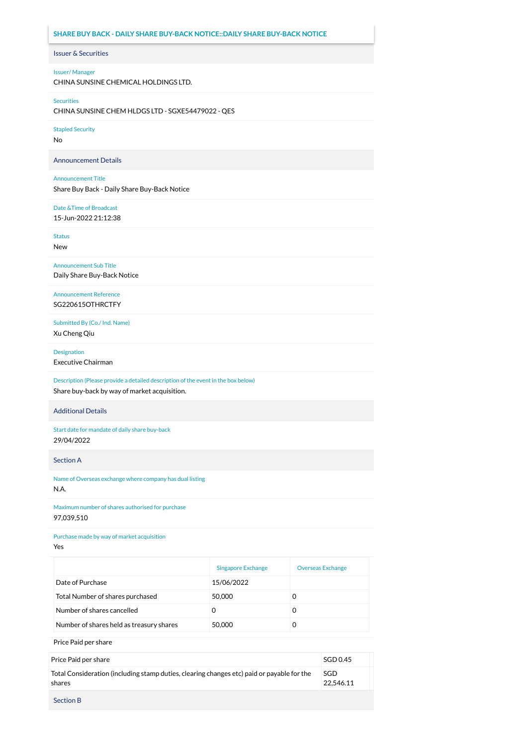## SHARE BUY BACK - DAILY SHARE BUY-BACK NOTICE::DAILY SHARE BUY-BACK NOTICE

### Issuer & Securities

**Issuer/ Manager**
CHINA SUNSINE CHEMICAL HOLDINGS LTD.

**Securities**
CHINA SUNSINE CHEM HLDGS LTD - SGXE54479022 - QES

**Stapled Security**
No

### Announcement Details

**Announcement Title**
Share Buy Back - Daily Share Buy-Back Notice

**Date &Time of Broadcast**
15-Jun-2022 21:12:38

**Status**
New

**Announcement Sub Title**
Daily Share Buy-Back Notice

**Announcement Reference**
SG220615OTHRCTFY

**Submitted By (Co./ Ind. Name)**
Xu Cheng Qiu

**Designation**
Executive Chairman

**Description (Please provide a detailed description of the event in the box below)**
Share buy-back by way of market acquisition.

### Additional Details

**Start date for mandate of daily share buy-back**
29/04/2022

### Section A

**Name of Overseas exchange where company has dual listing**
N.A.

**Maximum number of shares authorised for purchase**
97,039,510

**Purchase made by way of market acquisition**
Yes

| | Singapore Exchange | Overseas Exchange |
|---|---|---|
| Date of Purchase | 15/06/2022 | |
| Total Number of shares purchased | 50,000 | 0 |
| Number of shares cancelled | 0 | 0 |
| Number of shares held as treasury shares | 50,000 | 0 |

Price Paid per share

| | |
|---|---|
| Price Paid per share | SGD 0.45 |
| Total Consideration (including stamp duties, clearing changes etc) paid or payable for the shares | SGD 22,546.11 |

### Section B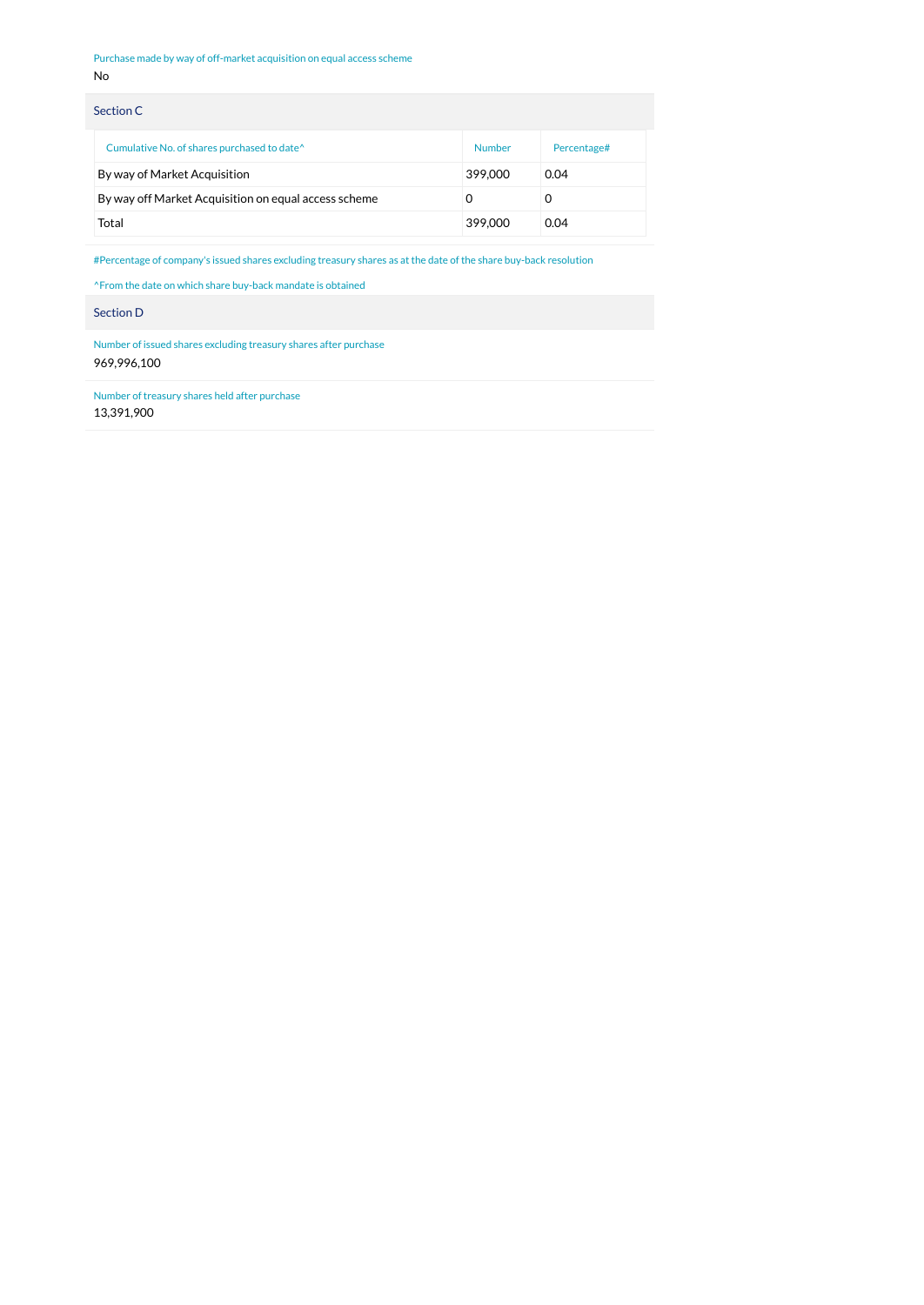Purchase made by way of off-market acquisition on equal access scheme

No

## Section C

| Cumulative No. of shares purchased to date^ | Number | Percentage# |
|---|---|---|
| By way of Market Acquisition | 399,000 | 0.04 |
| By way off Market Acquisition on equal access scheme | 0 | 0 |
| Total | 399,000 | 0.04 |

#Percentage of company's issued shares excluding treasury shares as at the date of the share buy-back resolution

^From the date on which share buy-back mandate is obtained

## Section D

Number of issued shares excluding treasury shares after purchase

969,996,100

Number of treasury shares held after purchase

13,391,900